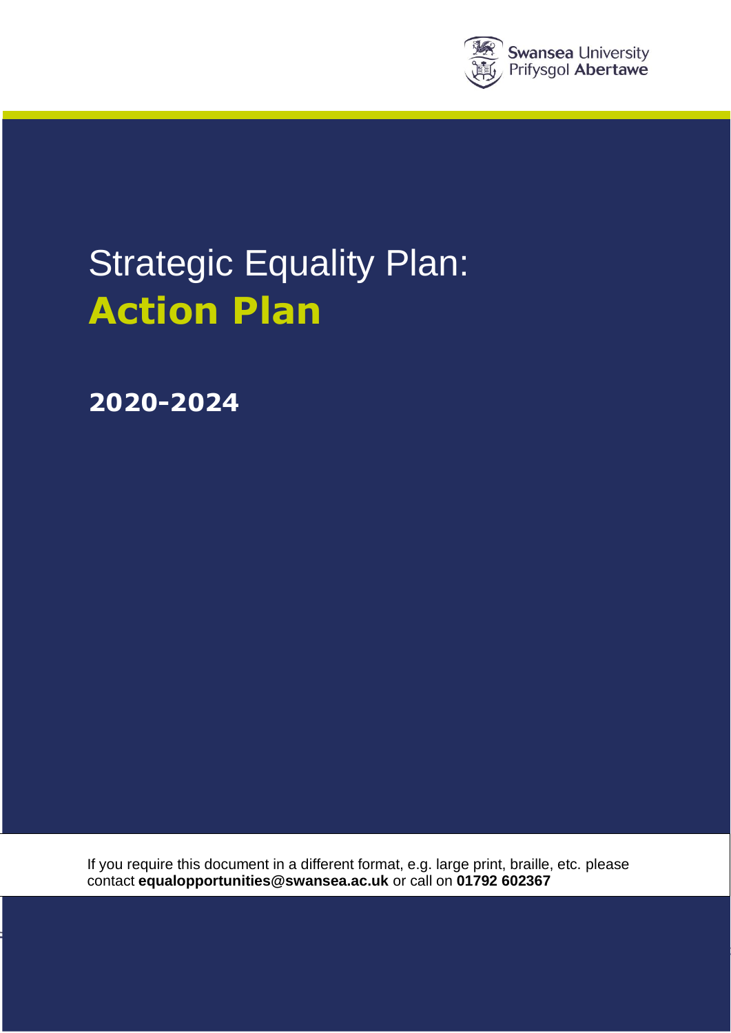Swansea University
Prifysgol Abertawe

# Strategic Equality Plan:
# **Action Plan**

## **2020-2024**

If you require this document in a different format, e.g. large print, braille, etc. please contact **equalopportunities@swansea.ac.uk** or call on **01792 602367**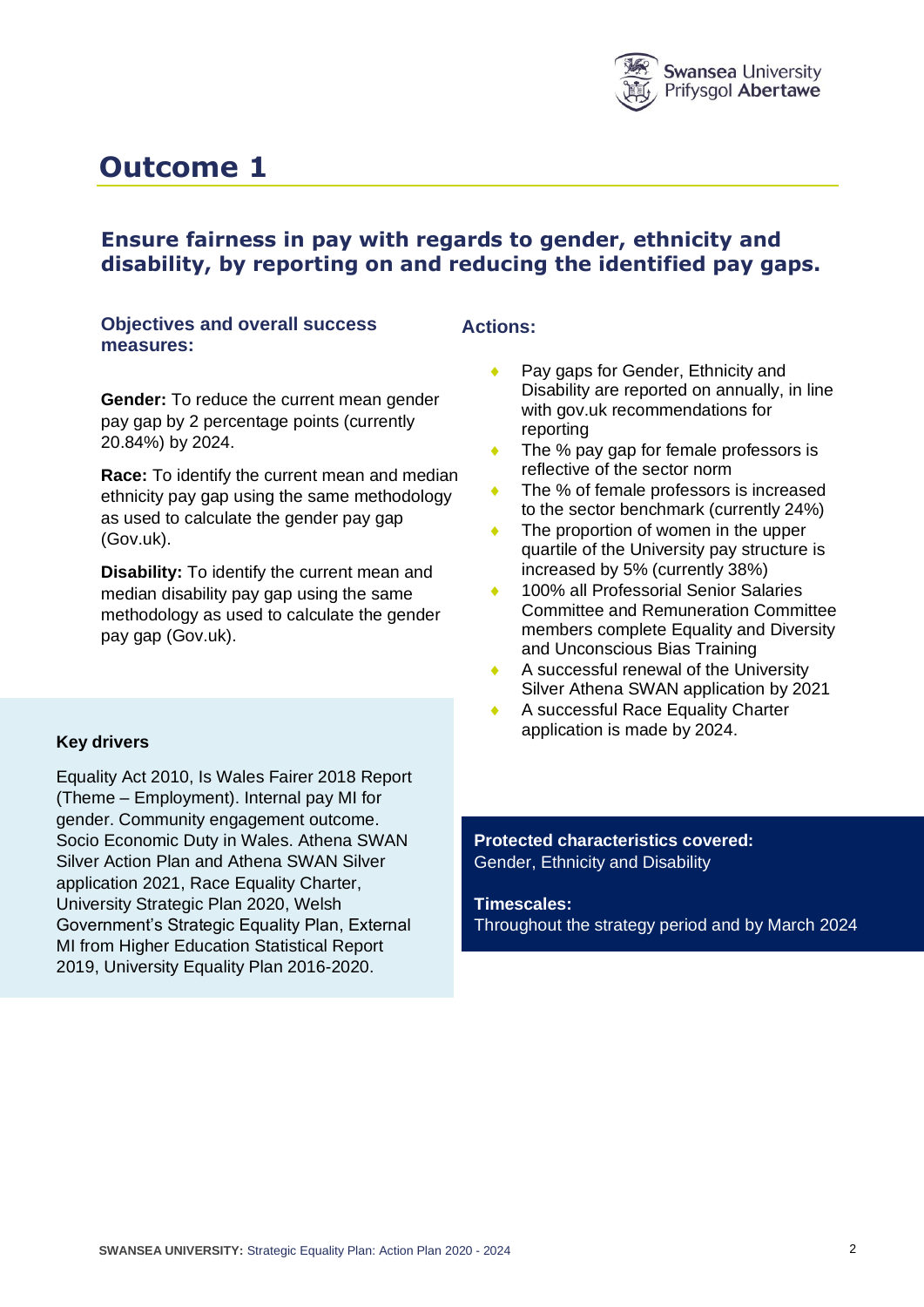# Outcome 1

## Ensure fairness in pay with regards to gender, ethnicity and disability, by reporting on and reducing the identified pay gaps.

### Objectives and overall success measures:

**Gender:** To reduce the current mean gender pay gap by 2 percentage points (currently 20.84%) by 2024.

**Race:** To identify the current mean and median ethnicity pay gap using the same methodology as used to calculate the gender pay gap (Gov.uk).

**Disability:** To identify the current mean and median disability pay gap using the same methodology as used to calculate the gender pay gap (Gov.uk).

### Actions:

- Pay gaps for Gender, Ethnicity and Disability are reported on annually, in line with gov.uk recommendations for reporting
- The % pay gap for female professors is reflective of the sector norm
- The % of female professors is increased to the sector benchmark (currently 24%)
- The proportion of women in the upper quartile of the University pay structure is increased by 5% (currently 38%)
- 100% all Professorial Senior Salaries Committee and Remuneration Committee members complete Equality and Diversity and Unconscious Bias Training
- A successful renewal of the University Silver Athena SWAN application by 2021
- A successful Race Equality Charter application is made by 2024.

**Key drivers**

Equality Act 2010, Is Wales Fairer 2018 Report (Theme – Employment). Internal pay MI for gender. Community engagement outcome. Socio Economic Duty in Wales. Athena SWAN Silver Action Plan and Athena SWAN Silver application 2021, Race Equality Charter, University Strategic Plan 2020, Welsh Government's Strategic Equality Plan, External MI from Higher Education Statistical Report 2019, University Equality Plan 2016-2020.

**Protected characteristics covered:**
Gender, Ethnicity and Disability

**Timescales:**
Throughout the strategy period and by March 2024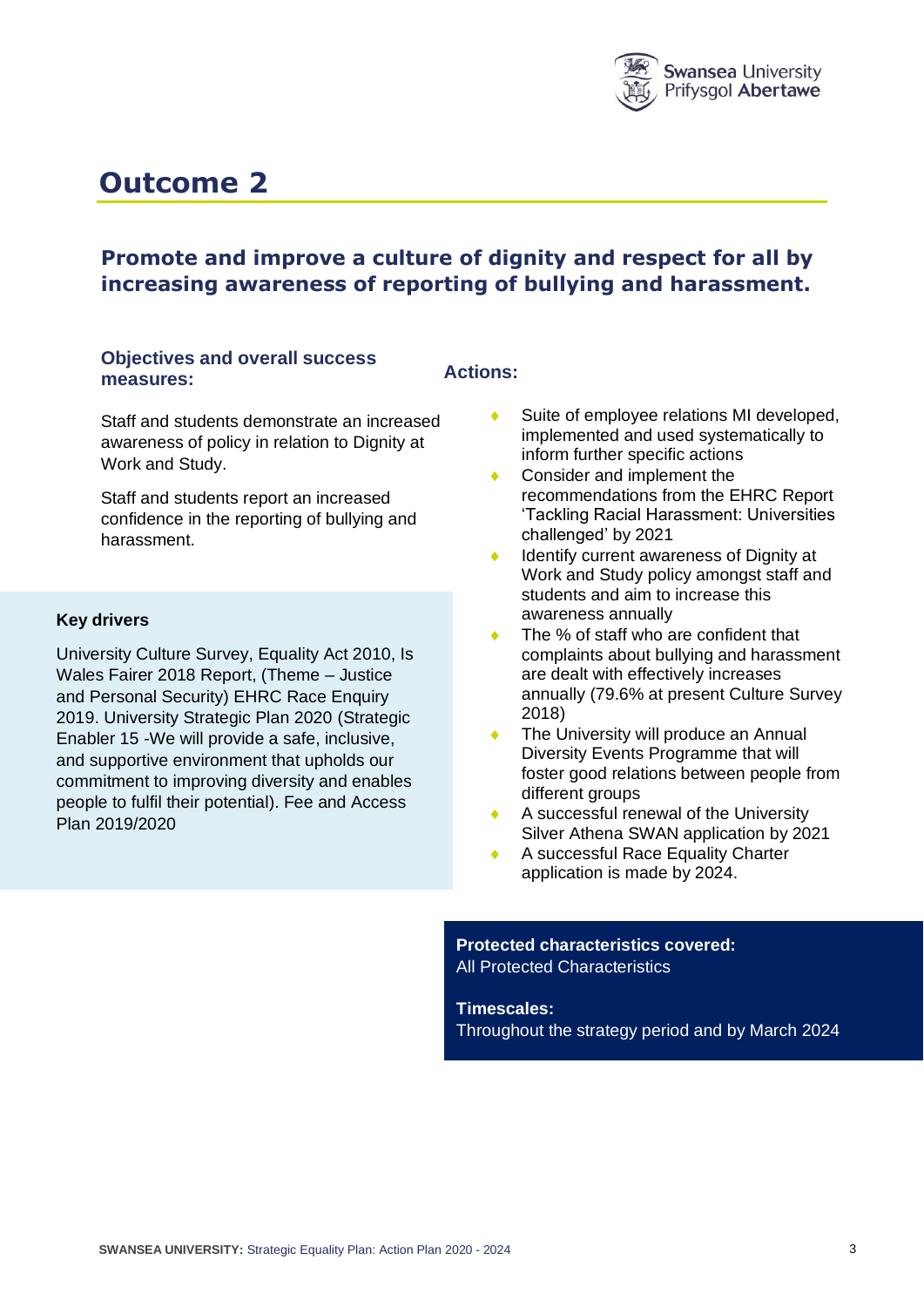# Outcome 2

## Promote and improve a culture of dignity and respect for all by increasing awareness of reporting of bullying and harassment.

### Objectives and overall success measures:

Staff and students demonstrate an increased awareness of policy in relation to Dignity at Work and Study.

Staff and students report an increased confidence in the reporting of bullying and harassment.

### Key drivers

University Culture Survey, Equality Act 2010, Is Wales Fairer 2018 Report, (Theme – Justice and Personal Security) EHRC Race Enquiry 2019. University Strategic Plan 2020 (Strategic Enabler 15 -We will provide a safe, inclusive, and supportive environment that upholds our commitment to improving diversity and enables people to fulfil their potential). Fee and Access Plan 2019/2020

### Actions:

- Suite of employee relations MI developed, implemented and used systematically to inform further specific actions
- Consider and implement the recommendations from the EHRC Report 'Tackling Racial Harassment: Universities challenged' by 2021
- Identify current awareness of Dignity at Work and Study policy amongst staff and students and aim to increase this awareness annually
- The % of staff who are confident that complaints about bullying and harassment are dealt with effectively increases annually (79.6% at present Culture Survey 2018)
- The University will produce an Annual Diversity Events Programme that will foster good relations between people from different groups
- A successful renewal of the University Silver Athena SWAN application by 2021
- A successful Race Equality Charter application is made by 2024.

**Protected characteristics covered:**
All Protected Characteristics

**Timescales:**
Throughout the strategy period and by March 2024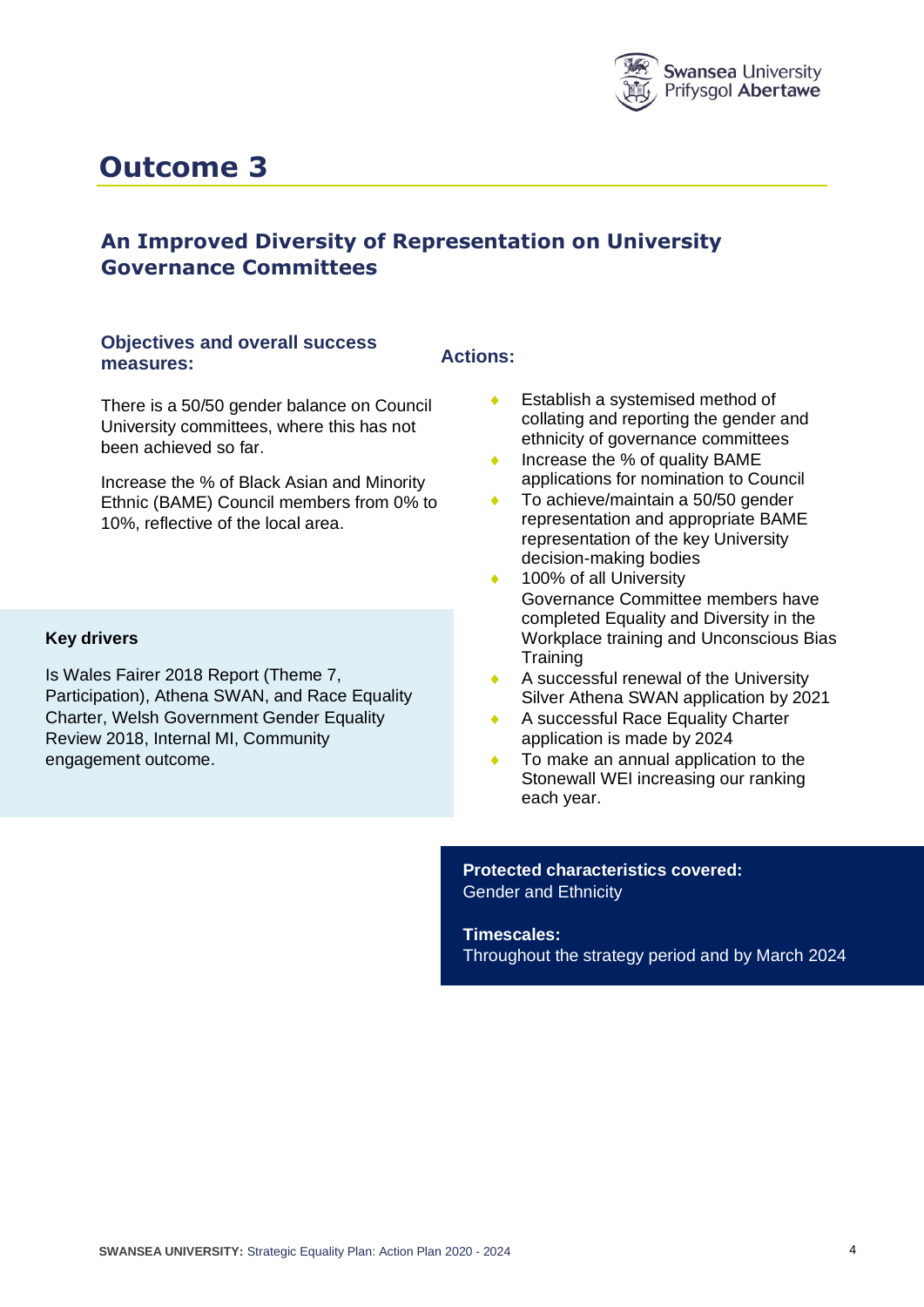# Outcome 3

## An Improved Diversity of Representation on University Governance Committees

### Objectives and overall success measures:

There is a 50/50 gender balance on Council University committees, where this has not been achieved so far.

Increase the % of Black Asian and Minority Ethnic (BAME) Council members from 0% to 10%, reflective of the local area.

### Actions:

- Establish a systemised method of collating and reporting the gender and ethnicity of governance committees
- Increase the % of quality BAME applications for nomination to Council
- To achieve/maintain a 50/50 gender representation and appropriate BAME representation of the key University decision-making bodies
- 100% of all University Governance Committee members have completed Equality and Diversity in the Workplace training and Unconscious Bias Training
- A successful renewal of the University Silver Athena SWAN application by 2021
- A successful Race Equality Charter application is made by 2024
- To make an annual application to the Stonewall WEI increasing our ranking each year.

**Key drivers**

Is Wales Fairer 2018 Report (Theme 7, Participation), Athena SWAN, and Race Equality Charter, Welsh Government Gender Equality Review 2018, Internal MI, Community engagement outcome.

**Protected characteristics covered:**
Gender and Ethnicity

**Timescales:**
Throughout the strategy period and by March 2024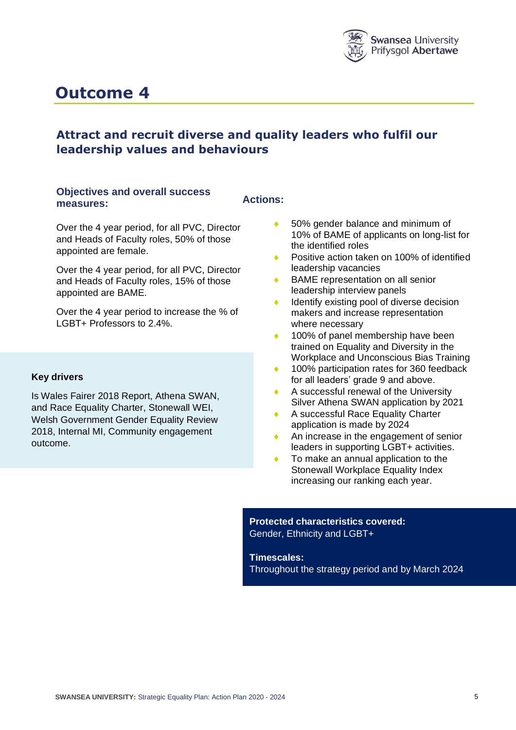# Outcome 4

## Attract and recruit diverse and quality leaders who fulfil our leadership values and behaviours

### Objectives and overall success measures:

Over the 4 year period, for all PVC, Director and Heads of Faculty roles, 50% of those appointed are female.

Over the 4 year period, for all PVC, Director and Heads of Faculty roles, 15% of those appointed are BAME.

Over the 4 year period to increase the % of LGBT+ Professors to 2.4%.

**Key drivers**

Is Wales Fairer 2018 Report, Athena SWAN, and Race Equality Charter, Stonewall WEI, Welsh Government Gender Equality Review 2018, Internal MI, Community engagement outcome.

### Actions:

- 50% gender balance and minimum of 10% of BAME of applicants on long-list for the identified roles
- Positive action taken on 100% of identified leadership vacancies
- BAME representation on all senior leadership interview panels
- Identify existing pool of diverse decision makers and increase representation where necessary
- 100% of panel membership have been trained on Equality and Diversity in the Workplace and Unconscious Bias Training
- 100% participation rates for 360 feedback for all leaders' grade 9 and above.
- A successful renewal of the University Silver Athena SWAN application by 2021
- A successful Race Equality Charter application is made by 2024
- An increase in the engagement of senior leaders in supporting LGBT+ activities.
- To make an annual application to the Stonewall Workplace Equality Index increasing our ranking each year.

**Protected characteristics covered:**
Gender, Ethnicity and LGBT+

**Timescales:**
Throughout the strategy period and by March 2024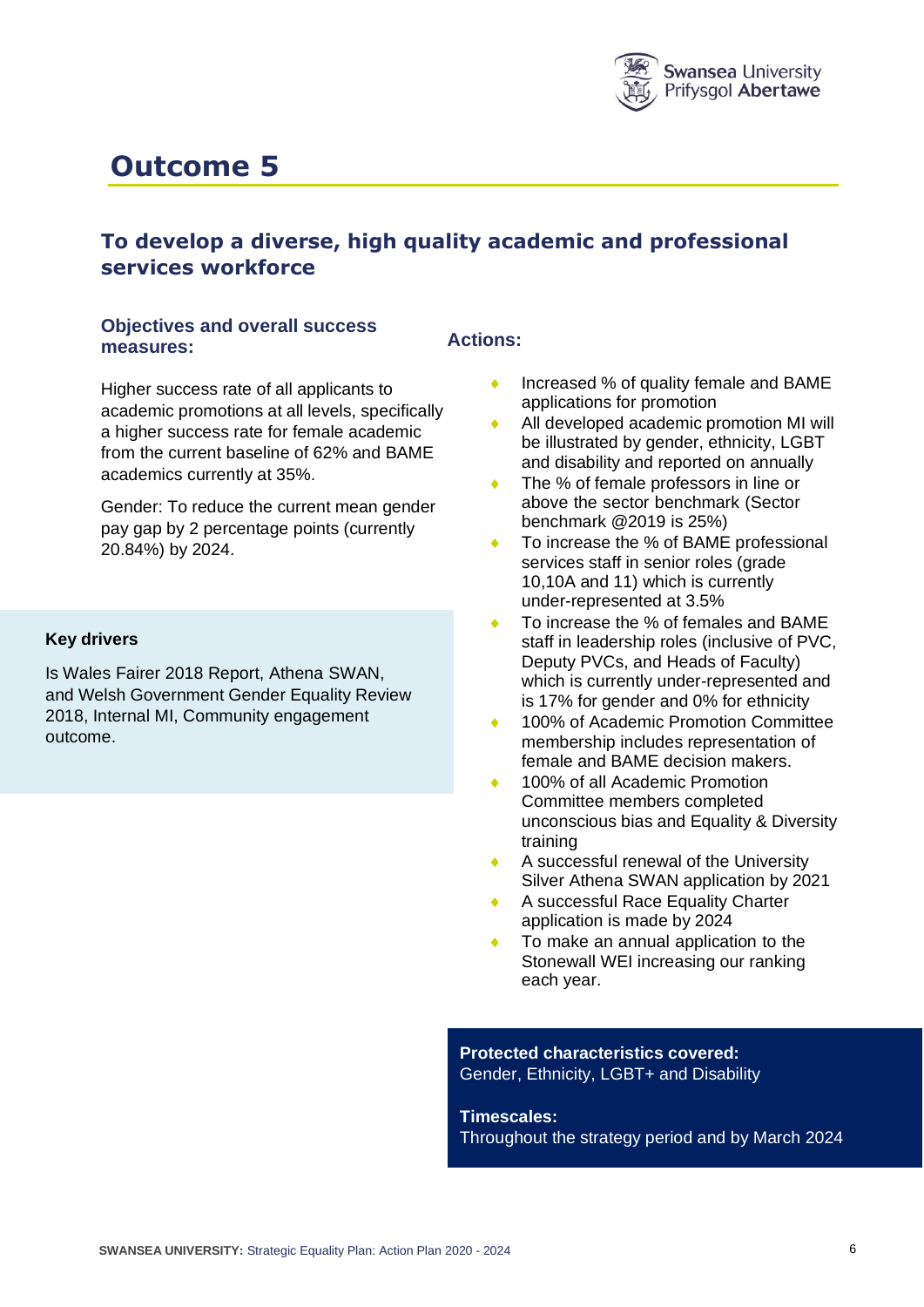# Outcome 5

## To develop a diverse, high quality academic and professional services workforce

### Objectives and overall success measures:

Higher success rate of all applicants to academic promotions at all levels, specifically a higher success rate for female academic from the current baseline of 62% and BAME academics currently at 35%.

Gender: To reduce the current mean gender pay gap by 2 percentage points (currently 20.84%) by 2024.

**Key drivers**

Is Wales Fairer 2018 Report, Athena SWAN, and Welsh Government Gender Equality Review 2018, Internal MI, Community engagement outcome.

### Actions:

- Increased % of quality female and BAME applications for promotion
- All developed academic promotion MI will be illustrated by gender, ethnicity, LGBT and disability and reported on annually
- The % of female professors in line or above the sector benchmark (Sector benchmark @2019 is 25%)
- To increase the % of BAME professional services staff in senior roles (grade 10,10A and 11) which is currently under-represented at 3.5%
- To increase the % of females and BAME staff in leadership roles (inclusive of PVC, Deputy PVCs, and Heads of Faculty) which is currently under-represented and is 17% for gender and 0% for ethnicity
- 100% of Academic Promotion Committee membership includes representation of female and BAME decision makers.
- 100% of all Academic Promotion Committee members completed unconscious bias and Equality & Diversity training
- A successful renewal of the University Silver Athena SWAN application by 2021
- A successful Race Equality Charter application is made by 2024
- To make an annual application to the Stonewall WEI increasing our ranking each year.

**Protected characteristics covered:**
Gender, Ethnicity, LGBT+ and Disability

**Timescales:**
Throughout the strategy period and by March 2024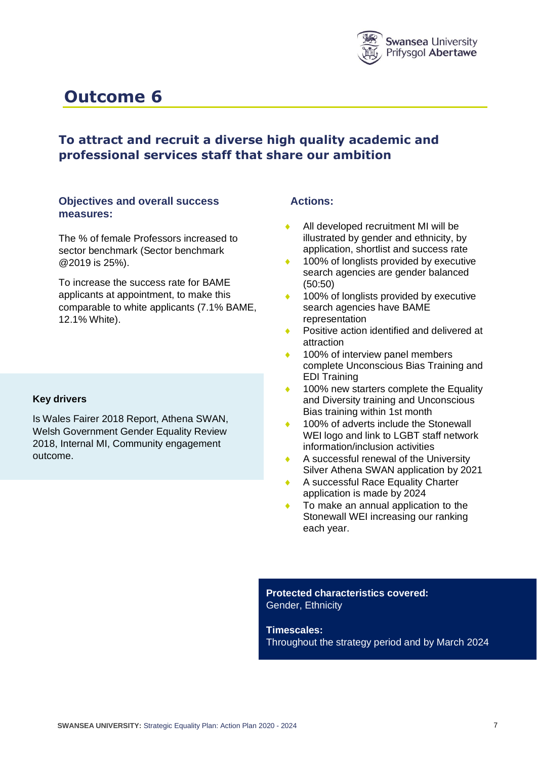# Outcome 6

## To attract and recruit a diverse high quality academic and professional services staff that share our ambition

### Objectives and overall success measures:

The % of female Professors increased to sector benchmark (Sector benchmark @2019 is 25%).

To increase the success rate for BAME applicants at appointment, to make this comparable to white applicants (7.1% BAME, 12.1% White).

### Actions:

- All developed recruitment MI will be illustrated by gender and ethnicity, by application, shortlist and success rate
- 100% of longlists provided by executive search agencies are gender balanced (50:50)
- 100% of longlists provided by executive search agencies have BAME representation
- Positive action identified and delivered at attraction
- 100% of interview panel members complete Unconscious Bias Training and EDI Training
- 100% new starters complete the Equality and Diversity training and Unconscious Bias training within 1st month
- 100% of adverts include the Stonewall WEI logo and link to LGBT staff network information/inclusion activities
- A successful renewal of the University Silver Athena SWAN application by 2021
- A successful Race Equality Charter application is made by 2024
- To make an annual application to the Stonewall WEI increasing our ranking each year.

**Key drivers**

Is Wales Fairer 2018 Report, Athena SWAN, Welsh Government Gender Equality Review 2018, Internal MI, Community engagement outcome.

**Protected characteristics covered:**
Gender, Ethnicity

**Timescales:**
Throughout the strategy period and by March 2024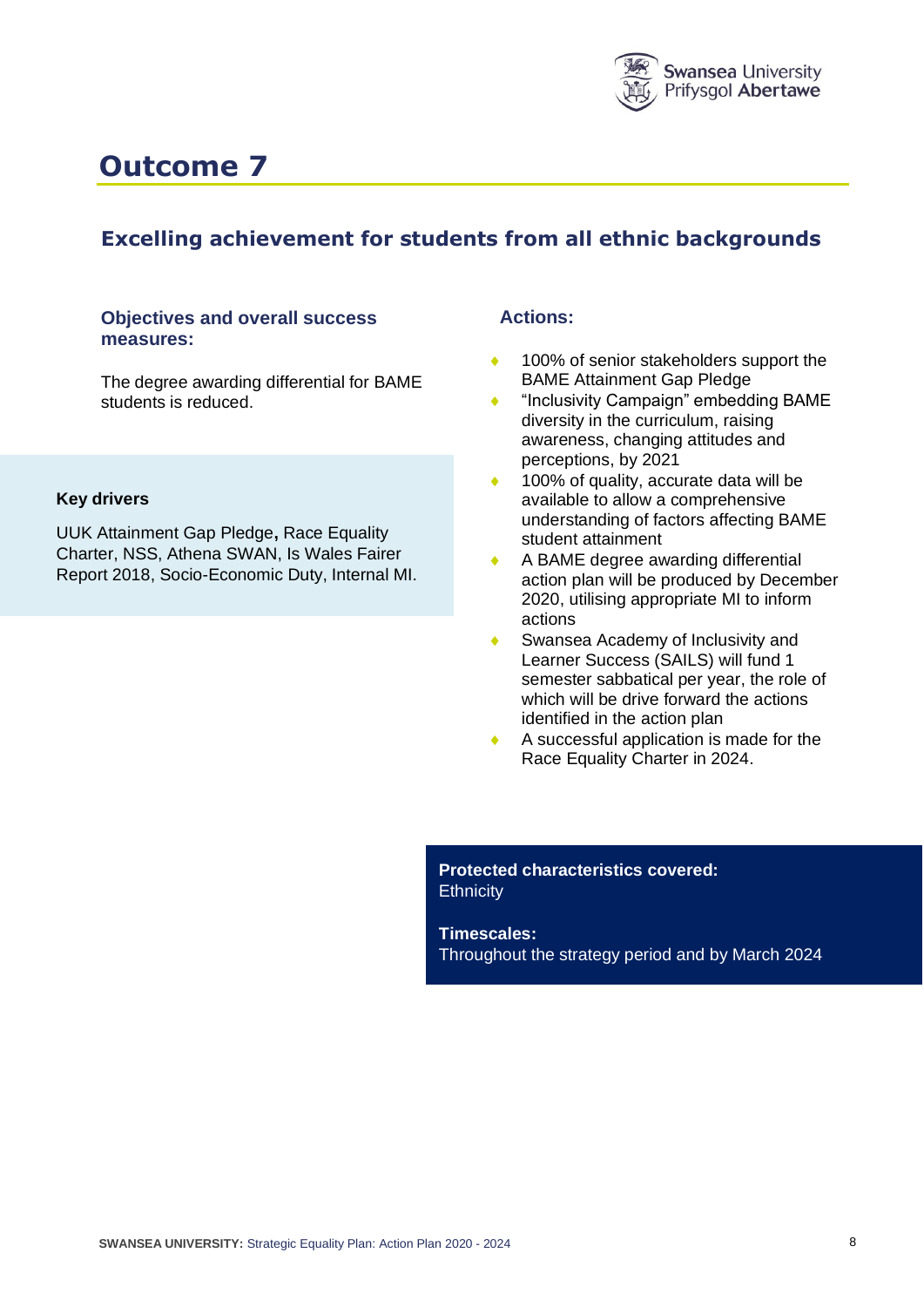# Outcome 7

## Excelling achievement for students from all ethnic backgrounds

### Objectives and overall success measures:

The degree awarding differential for BAME students is reduced.

**Key drivers**

UUK Attainment Gap Pledge**,** Race Equality Charter, NSS, Athena SWAN, Is Wales Fairer Report 2018, Socio-Economic Duty, Internal MI.

### Actions:

- 100% of senior stakeholders support the BAME Attainment Gap Pledge
- "Inclusivity Campaign" embedding BAME diversity in the curriculum, raising awareness, changing attitudes and perceptions, by 2021
- 100% of quality, accurate data will be available to allow a comprehensive understanding of factors affecting BAME student attainment
- A BAME degree awarding differential action plan will be produced by December 2020, utilising appropriate MI to inform actions
- Swansea Academy of Inclusivity and Learner Success (SAILS) will fund 1 semester sabbatical per year, the role of which will be drive forward the actions identified in the action plan
- A successful application is made for the Race Equality Charter in 2024.

**Protected characteristics covered:**
Ethnicity

**Timescales:**
Throughout the strategy period and by March 2024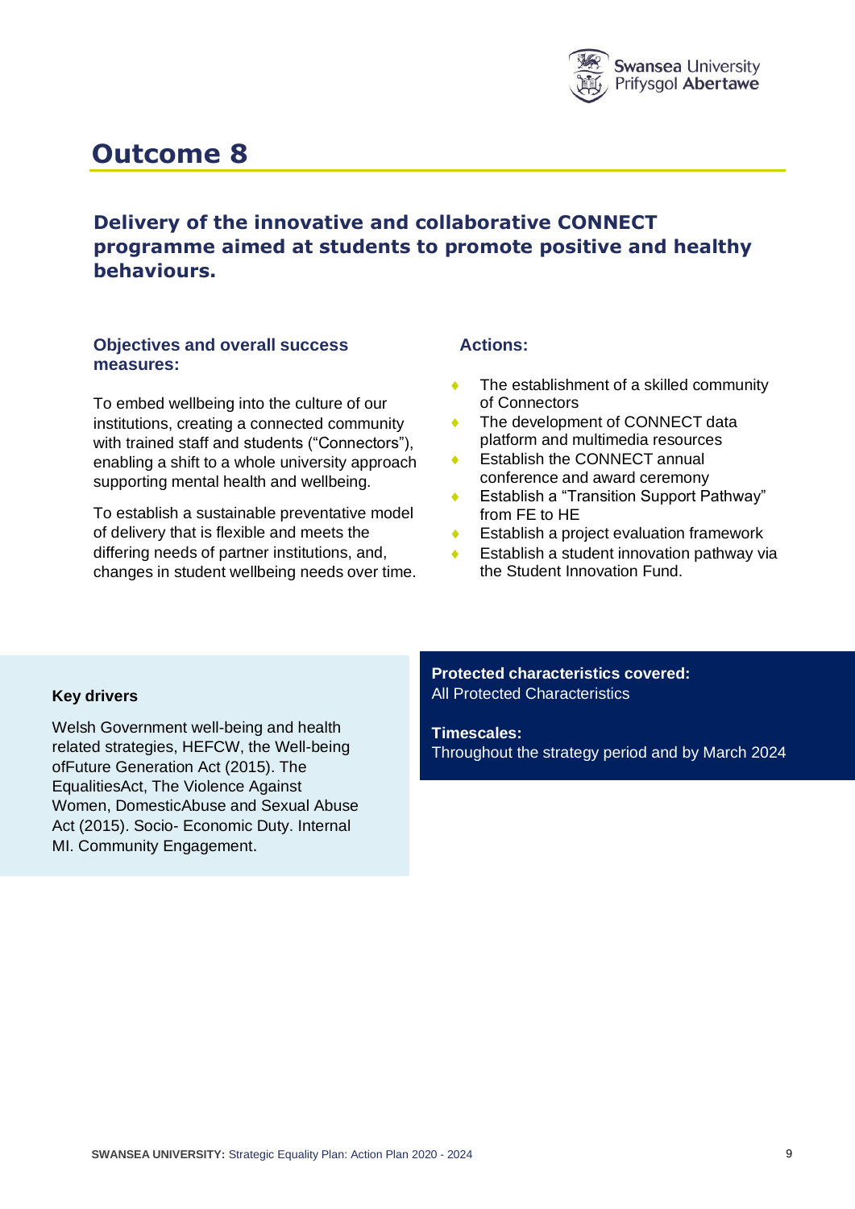# Outcome 8

## Delivery of the innovative and collaborative CONNECT programme aimed at students to promote positive and healthy behaviours.

### Objectives and overall success measures:

To embed wellbeing into the culture of our institutions, creating a connected community with trained staff and students ("Connectors"), enabling a shift to a whole university approach supporting mental health and wellbeing.

To establish a sustainable preventative model of delivery that is flexible and meets the differing needs of partner institutions, and, changes in student wellbeing needs over time.

### Actions:

- The establishment of a skilled community of Connectors
- The development of CONNECT data platform and multimedia resources
- Establish the CONNECT annual conference and award ceremony
- Establish a "Transition Support Pathway" from FE to HE
- Establish a project evaluation framework
- Establish a student innovation pathway via the Student Innovation Fund.

### Key drivers

Welsh Government well-being and health related strategies, HEFCW, the Well-being ofFuture Generation Act (2015). The EqualitiesAct, The Violence Against Women, DomesticAbuse and Sexual Abuse Act (2015). Socio- Economic Duty. Internal MI. Community Engagement.

**Protected characteristics covered:**
All Protected Characteristics

**Timescales:**
Throughout the strategy period and by March 2024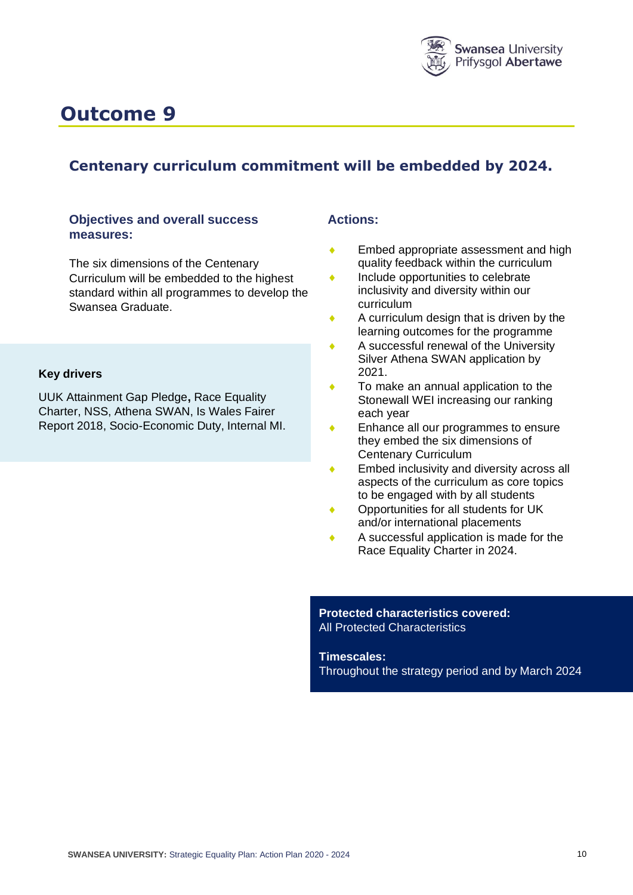# Outcome 9

## Centenary curriculum commitment will be embedded by 2024.

### Objectives and overall success measures:

The six dimensions of the Centenary Curriculum will be embedded to the highest standard within all programmes to develop the Swansea Graduate.

**Key drivers**

UUK Attainment Gap Pledge**,** Race Equality Charter, NSS, Athena SWAN, Is Wales Fairer Report 2018, Socio-Economic Duty, Internal MI.

### Actions:

- Embed appropriate assessment and high quality feedback within the curriculum
- Include opportunities to celebrate inclusivity and diversity within our curriculum
- A curriculum design that is driven by the learning outcomes for the programme
- A successful renewal of the University Silver Athena SWAN application by 2021.
- To make an annual application to the Stonewall WEI increasing our ranking each year
- Enhance all our programmes to ensure they embed the six dimensions of Centenary Curriculum
- Embed inclusivity and diversity across all aspects of the curriculum as core topics to be engaged with by all students
- Opportunities for all students for UK and/or international placements
- A successful application is made for the Race Equality Charter in 2024.

**Protected characteristics covered:**
All Protected Characteristics

**Timescales:**
Throughout the strategy period and by March 2024